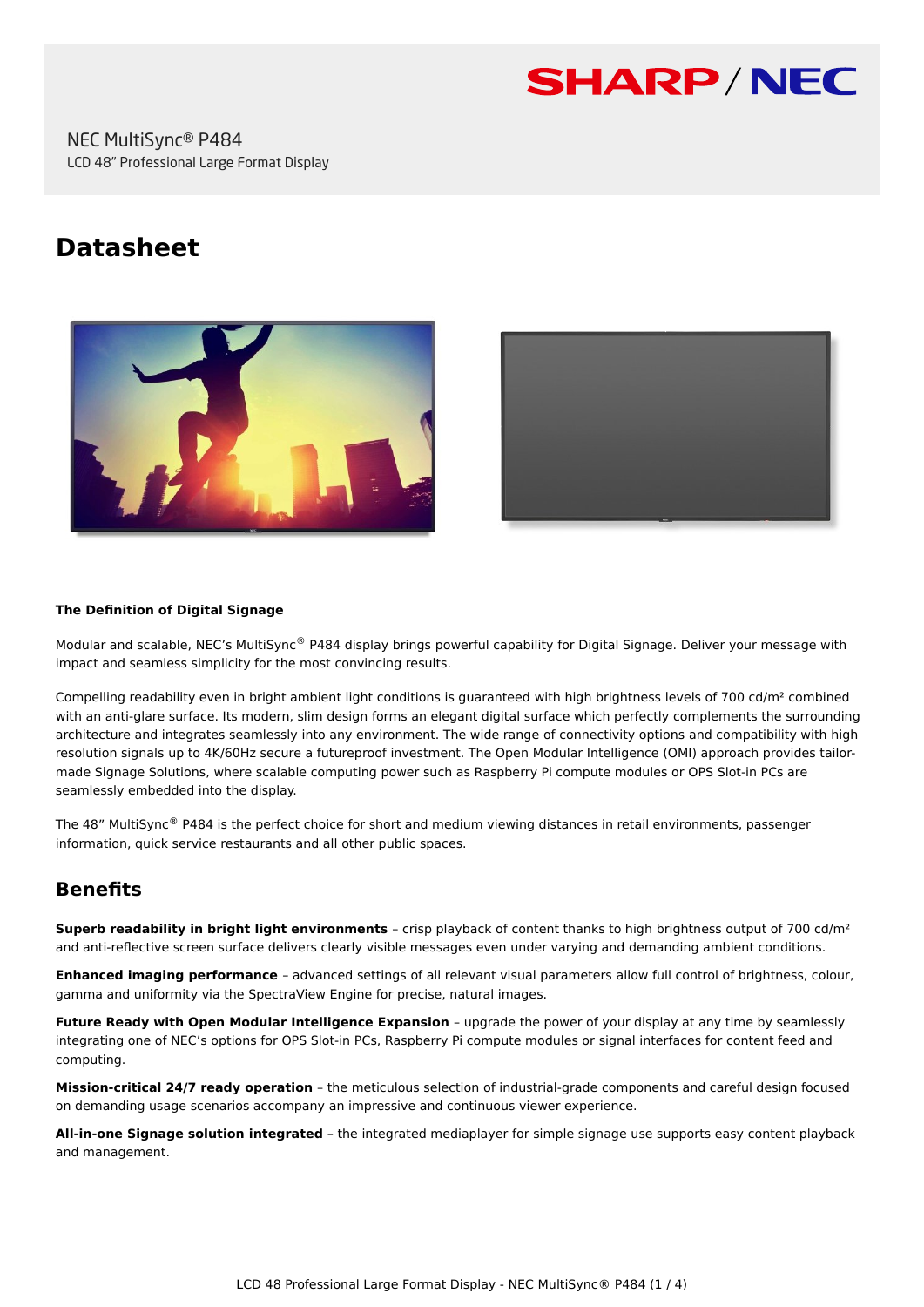NEC MultiSync® P484

LCD 48" Professional Large Format Display

# Datasheet

**The Definition of Digital Signage**

Modular and scalable, NEC's MultiSync® P484 display brings powerful capability for Digital Signage. Deliver your message with impact and seamless simplicity for the most convincing results.

Compelling readability even in bright ambient light conditions is guaranteed with high brightness levels of 700 cd/m² combined with an anti-glare surface. Its modern, slim design forms an elegant digital surface which perfectly complements the surrounding architecture and integrates seamlessly into any environment. The wide range of connectivity options and compatibility with high resolution signals up to 4K/60Hz secure a futureproof investment. The Open Modular Intelligence (OMI) approach provides tailor-made Signage Solutions, where scalable computing power such as Raspberry Pi compute modules or OPS Slot-in PCs are seamlessly embedded into the display.

The 48" MultiSync® P484 is the perfect choice for short and medium viewing distances in retail environments, passenger information, quick service restaurants and all other public spaces.

## Benefits

**Superb readability in bright light environments** – crisp playback of content thanks to high brightness output of 700 cd/m² and anti-reflective screen surface delivers clearly visible messages even under varying and demanding ambient conditions.

**Enhanced imaging performance** – advanced settings of all relevant visual parameters allow full control of brightness, colour, gamma and uniformity via the SpectraView Engine for precise, natural images.

**Future Ready with Open Modular Intelligence Expansion** – upgrade the power of your display at any time by seamlessly integrating one of NEC's options for OPS Slot-in PCs, Raspberry Pi compute modules or signal interfaces for content feed and computing.

**Mission-critical 24/7 ready operation** – the meticulous selection of industrial-grade components and careful design focused on demanding usage scenarios accompany an impressive and continuous viewer experience.

**All-in-one Signage solution integrated** – the integrated mediaplayer for simple signage use supports easy content playback and management.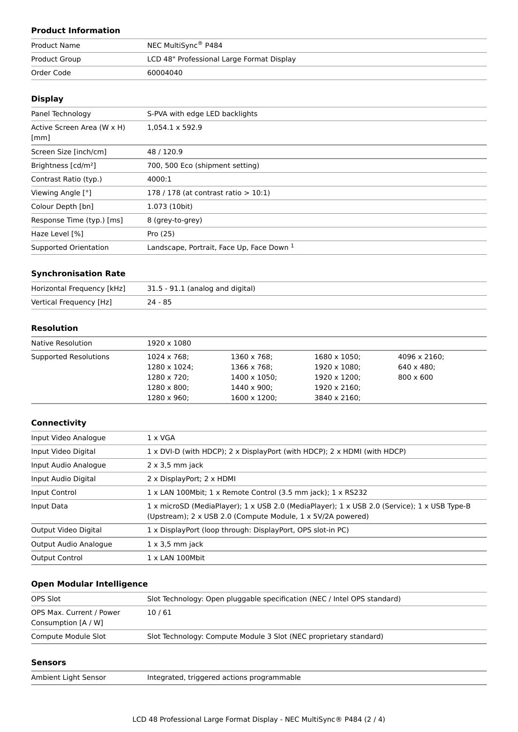## Product Information

| | |
|---|---|
| Product Name | NEC MultiSync® P484 |
| Product Group | LCD 48" Professional Large Format Display |
| Order Code | 60004040 |

## Display

| | |
|---|---|
| Panel Technology | S-PVA with edge LED backlights |
| Active Screen Area (W x H) [mm] | 1,054.1 x 592.9 |
| Screen Size [inch/cm] | 48 / 120.9 |
| Brightness [cd/m²] | 700, 500 Eco (shipment setting) |
| Contrast Ratio (typ.) | 4000:1 |
| Viewing Angle [°] | 178 / 178 (at contrast ratio > 10:1) |
| Colour Depth [bn] | 1.073 (10bit) |
| Response Time (typ.) [ms] | 8 (grey-to-grey) |
| Haze Level [%] | Pro (25) |
| Supported Orientation | Landscape, Portrait, Face Up, Face Down [1] |

## Synchronisation Rate

| | |
|---|---|
| Horizontal Frequency [kHz] | 31.5 - 91.1 (analog and digital) |
| Vertical Frequency [Hz] | 24 - 85 |

## Resolution

| | | | | |
|---|---|---|---|---|
| Native Resolution | 1920 x 1080 | | | |
| Supported Resolutions | 1024 x 768;<br>1280 x 1024;<br>1280 x 720;<br>1280 x 800;<br>1280 x 960; | 1360 x 768;<br>1366 x 768;<br>1400 x 1050;<br>1440 x 900;<br>1600 x 1200; | 1680 x 1050;<br>1920 x 1080;<br>1920 x 1200;<br>1920 x 2160;<br>3840 x 2160; | 4096 x 2160;<br>640 x 480;<br>800 x 600 |

## Connectivity

| | |
|---|---|
| Input Video Analogue | 1 x VGA |
| Input Video Digital | 1 x DVI-D (with HDCP); 2 x DisplayPort (with HDCP); 2 x HDMI (with HDCP) |
| Input Audio Analogue | 2 x 3,5 mm jack |
| Input Audio Digital | 2 x DisplayPort; 2 x HDMI |
| Input Control | 1 x LAN 100Mbit; 1 x Remote Control (3.5 mm jack); 1 x RS232 |
| Input Data | 1 x microSD (MediaPlayer); 1 x USB 2.0 (MediaPlayer); 1 x USB 2.0 (Service); 1 x USB Type-B (Upstream); 2 x USB 2.0 (Compute Module, 1 x 5V/2A powered) |
| Output Video Digital | 1 x DisplayPort (loop through: DisplayPort, OPS slot-in PC) |
| Output Audio Analogue | 1 x 3,5 mm jack |
| Output Control | 1 x LAN 100Mbit |

## Open Modular Intelligence

| | |
|---|---|
| OPS Slot | Slot Technology: Open pluggable specification (NEC / Intel OPS standard) |
| OPS Max. Current / Power Consumption [A / W] | 10 / 61 |
| Compute Module Slot | Slot Technology: Compute Module 3 Slot (NEC proprietary standard) |

## Sensors

| | |
|---|---|
| Ambient Light Sensor | Integrated, triggered actions programmable |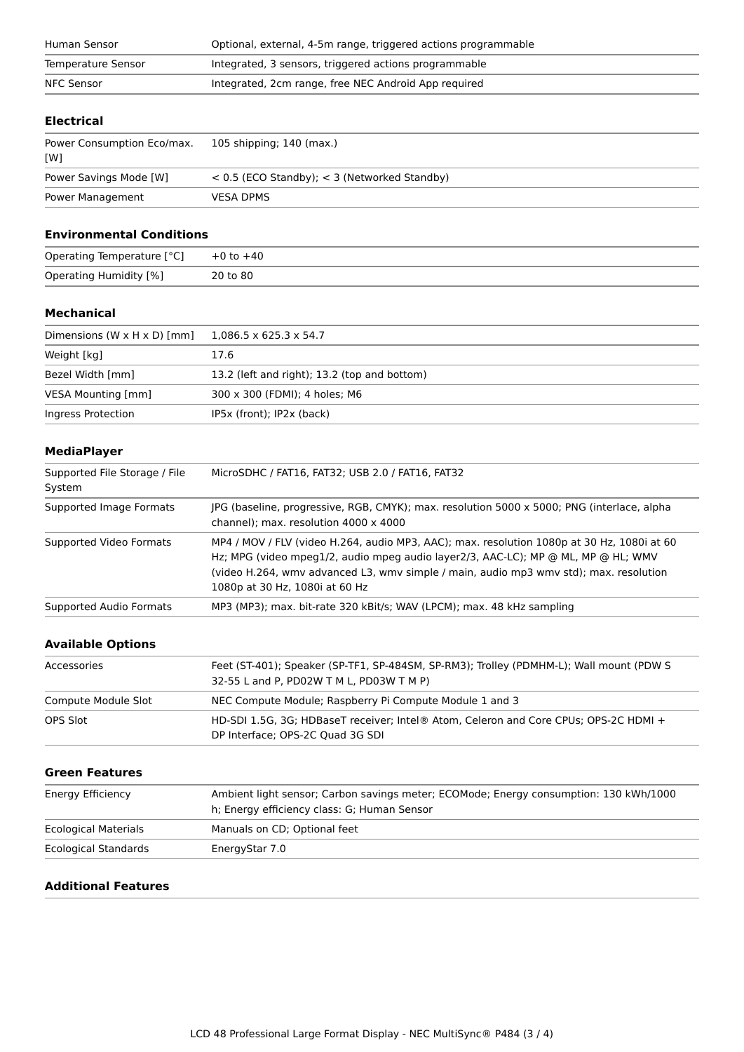| | |
|---|---|
| Human Sensor | Optional, external, 4-5m range, triggered actions programmable |
| Temperature Sensor | Integrated, 3 sensors, triggered actions programmable |
| NFC Sensor | Integrated, 2cm range, free NEC Android App required |

### Electrical

| | |
|---|---|
| Power Consumption Eco/max. [W] | 105 shipping; 140 (max.) |
| Power Savings Mode [W] | < 0.5 (ECO Standby); < 3 (Networked Standby) |
| Power Management | VESA DPMS |

### Environmental Conditions

| | |
|---|---|
| Operating Temperature [°C] | +0 to +40 |
| Operating Humidity [%] | 20 to 80 |

### Mechanical

| | |
|---|---|
| Dimensions (W x H x D) [mm] | 1,086.5 x 625.3 x 54.7 |
| Weight [kg] | 17.6 |
| Bezel Width [mm] | 13.2 (left and right); 13.2 (top and bottom) |
| VESA Mounting [mm] | 300 x 300 (FDMI); 4 holes; M6 |
| Ingress Protection | IP5x (front); IP2x (back) |

### MediaPlayer

| | |
|---|---|
| Supported File Storage / File System | MicroSDHC / FAT16, FAT32; USB 2.0 / FAT16, FAT32 |
| Supported Image Formats | JPG (baseline, progressive, RGB, CMYK); max. resolution 5000 x 5000; PNG (interlace, alpha channel); max. resolution 4000 x 4000 |
| Supported Video Formats | MP4 / MOV / FLV (video H.264, audio MP3, AAC); max. resolution 1080p at 30 Hz, 1080i at 60 Hz; MPG (video mpeg1/2, audio mpeg audio layer2/3, AAC-LC); MP @ ML, MP @ HL; WMV (video H.264, wmv advanced L3, wmv simple / main, audio mp3 wmv std); max. resolution 1080p at 30 Hz, 1080i at 60 Hz |
| Supported Audio Formats | MP3 (MP3); max. bit-rate 320 kBit/s; WAV (LPCM); max. 48 kHz sampling |

### Available Options

| | |
|---|---|
| Accessories | Feet (ST-401); Speaker (SP-TF1, SP-484SM, SP-RM3); Trolley (PDMHM-L); Wall mount (PDW S 32-55 L and P, PD02W T M L, PD03W T M P) |
| Compute Module Slot | NEC Compute Module; Raspberry Pi Compute Module 1 and 3 |
| OPS Slot | HD-SDI 1.5G, 3G; HDBaseT receiver; Intel® Atom, Celeron and Core CPUs; OPS-2C HDMI + DP Interface; OPS-2C Quad 3G SDI |

### Green Features

| | |
|---|---|
| Energy Efficiency | Ambient light sensor; Carbon savings meter; ECOMode; Energy consumption: 130 kWh/1000 h; Energy efficiency class: G; Human Sensor |
| Ecological Materials | Manuals on CD; Optional feet |
| Ecological Standards | EnergyStar 7.0 |

### Additional Features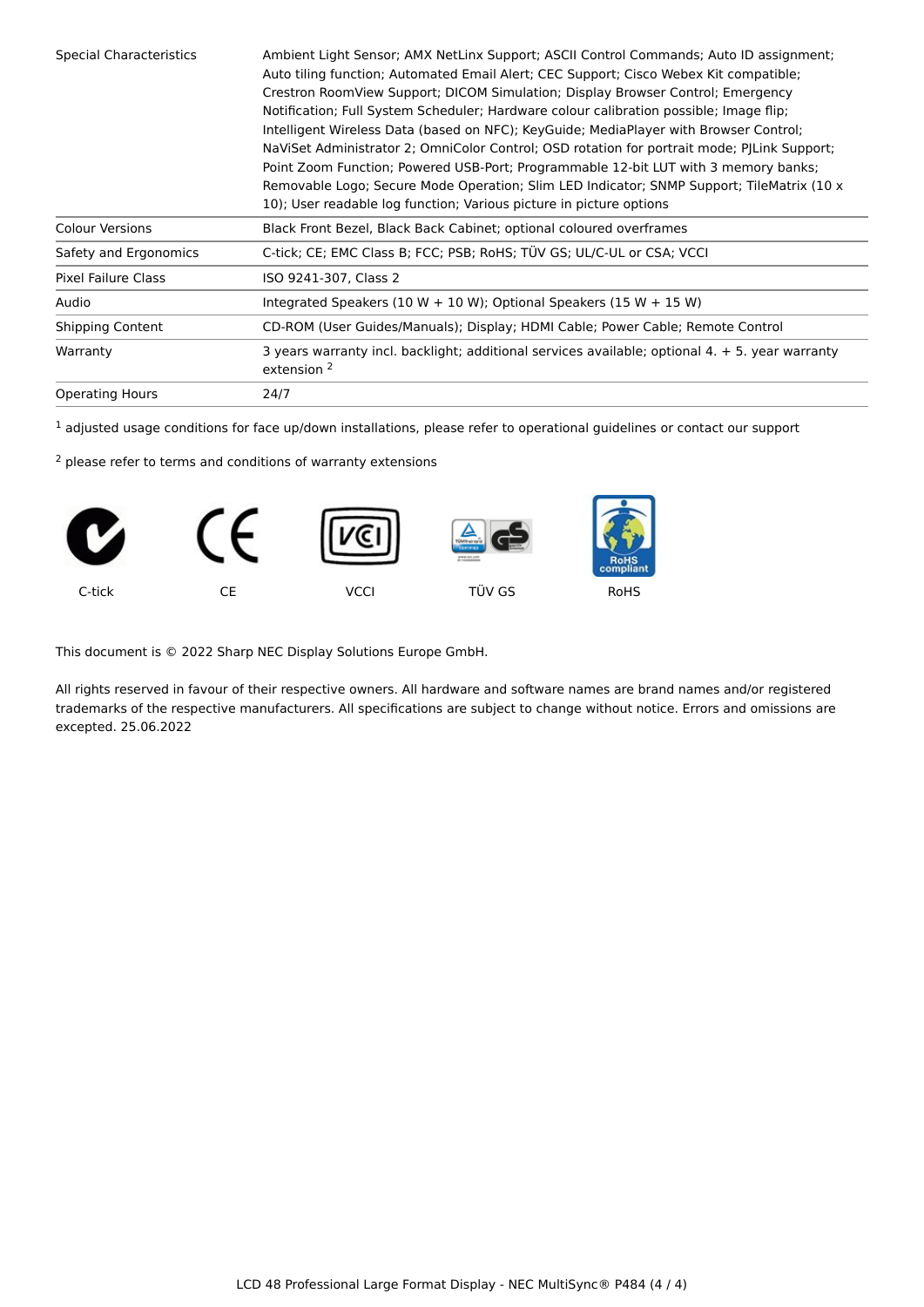| | |
|---|---|
| Special Characteristics | Ambient Light Sensor; AMX NetLinx Support; ASCII Control Commands; Auto ID assignment; Auto tiling function; Automated Email Alert; CEC Support; Cisco Webex Kit compatible; Crestron RoomView Support; DICOM Simulation; Display Browser Control; Emergency Notification; Full System Scheduler; Hardware colour calibration possible; Image flip; Intelligent Wireless Data (based on NFC); KeyGuide; MediaPlayer with Browser Control; NaViSet Administrator 2; OmniColor Control; OSD rotation for portrait mode; PJLink Support; Point Zoom Function; Powered USB-Port; Programmable 12-bit LUT with 3 memory banks; Removable Logo; Secure Mode Operation; Slim LED Indicator; SNMP Support; TileMatrix (10 x 10); User readable log function; Various picture in picture options |
| Colour Versions | Black Front Bezel, Black Back Cabinet; optional coloured overframes |
| Safety and Ergonomics | C-tick; CE; EMC Class B; FCC; PSB; RoHS; TÜV GS; UL/C-UL or CSA; VCCI |
| Pixel Failure Class | ISO 9241-307, Class 2 |
| Audio | Integrated Speakers (10 W + 10 W); Optional Speakers (15 W + 15 W) |
| Shipping Content | CD-ROM (User Guides/Manuals); Display; HDMI Cable; Power Cable; Remote Control |
| Warranty | 3 years warranty incl. backlight; additional services available; optional 4. + 5. year warranty extension [2] |
| Operating Hours | 24/7 |

[1] adjusted usage conditions for face up/down installations, please refer to operational guidelines or contact our support

[2] please refer to terms and conditions of warranty extensions

C-tick

CE

VCCI

TÜV GS

RoHS

This document is © 2022 Sharp NEC Display Solutions Europe GmbH.

All rights reserved in favour of their respective owners. All hardware and software names are brand names and/or registered trademarks of the respective manufacturers. All specifications are subject to change without notice. Errors and omissions are excepted. 25.06.2022